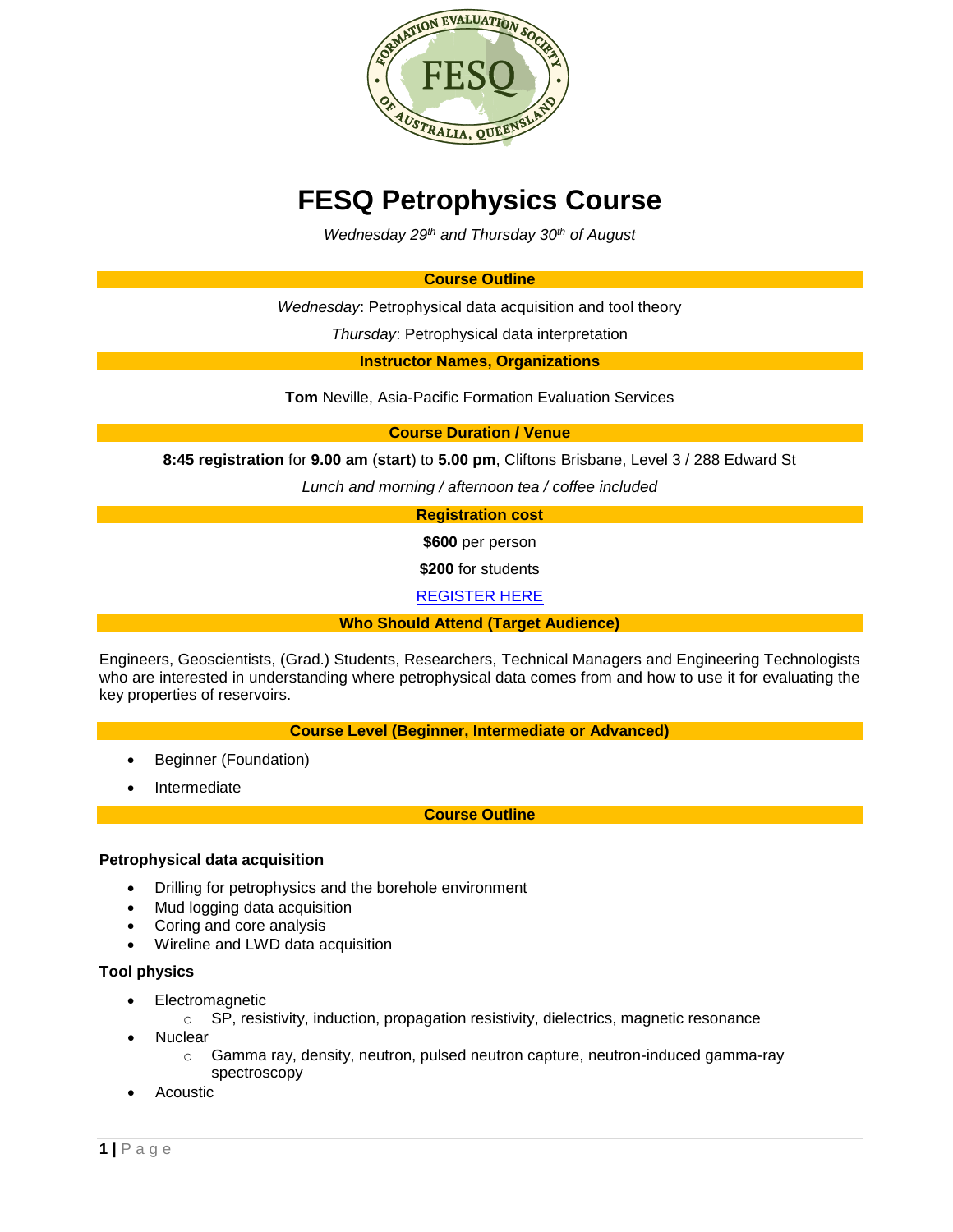# FESQ Petrophysics Course

*Wednesday 29th and Thursday 30th of August*

**Course Outline**

*Wednesday*: Petrophysical data acquisition and tool theory

*Thursday*: Petrophysical data interpretation

**Instructor Names, Organizations**

**Tom** Neville, Asia-Pacific Formation Evaluation Services

**Course Duration / Venue**

**8:45 registration** for **9.00 am** (**start**) to **5.00 pm**, Cliftons Brisbane, Level 3 / 288 Edward St

*Lunch and morning / afternoon tea / coffee included*

**Registration cost**

**$600** per person

**$200** for students

REGISTER HERE

**Who Should Attend (Target Audience)**

Engineers, Geoscientists, (Grad.) Students, Researchers, Technical Managers and Engineering Technologists who are interested in understanding where petrophysical data comes from and how to use it for evaluating the key properties of reservoirs.

**Course Level (Beginner, Intermediate or Advanced)**

- Beginner (Foundation)
- Intermediate

**Course Outline**

**Petrophysical data acquisition**

- Drilling for petrophysics and the borehole environment
- Mud logging data acquisition
- Coring and core analysis
- Wireline and LWD data acquisition

**Tool physics**

- Electromagnetic
  - SP, resistivity, induction, propagation resistivity, dielectrics, magnetic resonance
- Nuclear
  - Gamma ray, density, neutron, pulsed neutron capture, neutron-induced gamma-ray spectroscopy
- Acoustic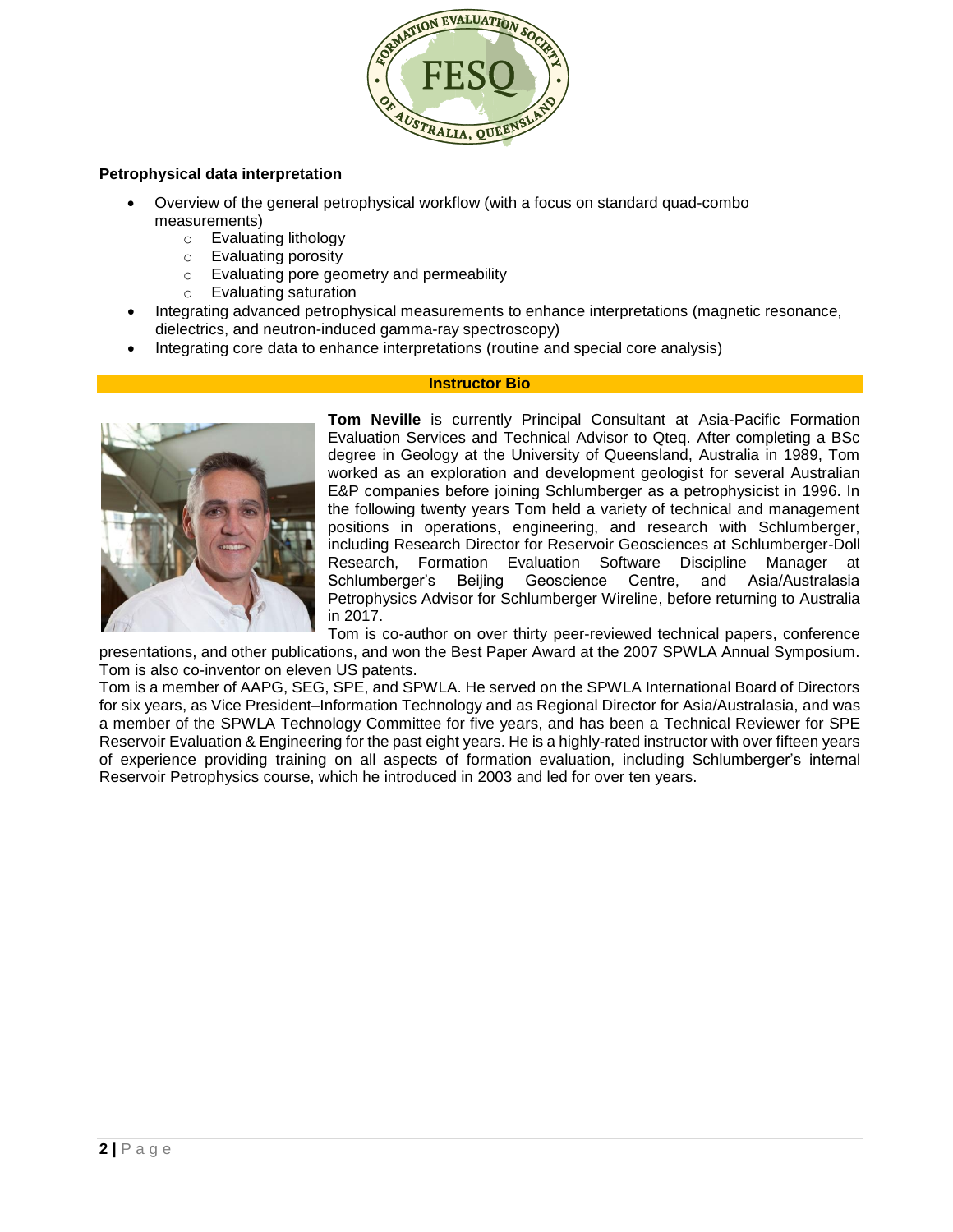### Petrophysical data interpretation

- Overview of the general petrophysical workflow (with a focus on standard quad-combo measurements)
  - Evaluating lithology
  - Evaluating porosity
  - Evaluating pore geometry and permeability
  - Evaluating saturation
- Integrating advanced petrophysical measurements to enhance interpretations (magnetic resonance, dielectrics, and neutron-induced gamma-ray spectroscopy)
- Integrating core data to enhance interpretations (routine and special core analysis)

## Instructor Bio

**Tom Neville** is currently Principal Consultant at Asia-Pacific Formation Evaluation Services and Technical Advisor to Qteq. After completing a BSc degree in Geology at the University of Queensland, Australia in 1989, Tom worked as an exploration and development geologist for several Australian E&P companies before joining Schlumberger as a petrophysicist in 1996. In the following twenty years Tom held a variety of technical and management positions in operations, engineering, and research with Schlumberger, including Research Director for Reservoir Geosciences at Schlumberger-Doll Research, Formation Evaluation Software Discipline Manager at Schlumberger's Beijing Geoscience Centre, and Asia/Australasia Petrophysics Advisor for Schlumberger Wireline, before returning to Australia in 2017.

Tom is co-author on over thirty peer-reviewed technical papers, conference presentations, and other publications, and won the Best Paper Award at the 2007 SPWLA Annual Symposium. Tom is also co-inventor on eleven US patents.

Tom is a member of AAPG, SEG, SPE, and SPWLA. He served on the SPWLA International Board of Directors for six years, as Vice President–Information Technology and as Regional Director for Asia/Australasia, and was a member of the SPWLA Technology Committee for five years, and has been a Technical Reviewer for SPE Reservoir Evaluation & Engineering for the past eight years. He is a highly-rated instructor with over fifteen years of experience providing training on all aspects of formation evaluation, including Schlumberger's internal Reservoir Petrophysics course, which he introduced in 2003 and led for over ten years.